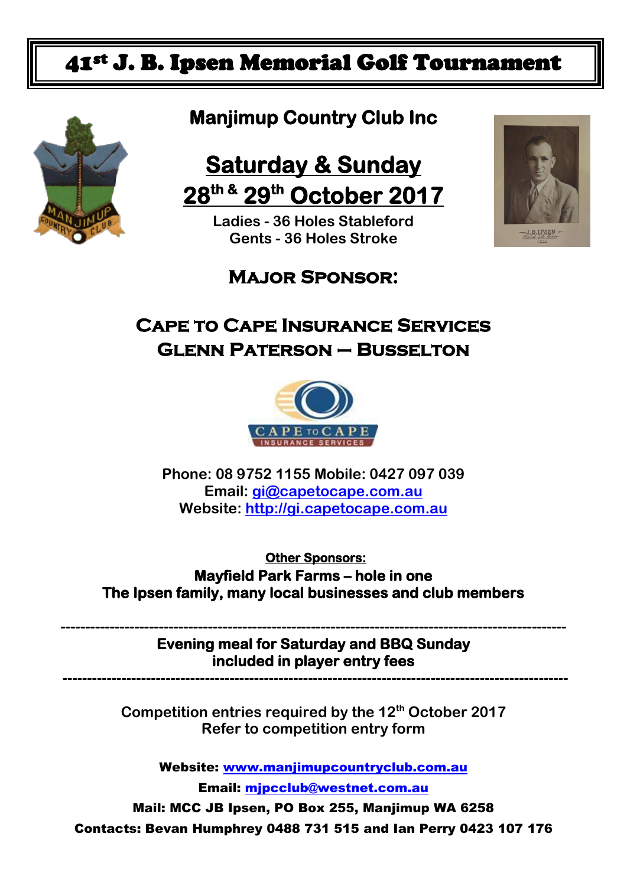# 41st J. B. Ipsen Memorial Golf Tournament

## Manjimup Country Club Inc

## Saturday & Sunday

## 28th & 29th October 2017

**Ladies - 36 Holes Stableford**
**Gents - 36 Holes Stroke**

### MAJOR SPONSOR:

### CAPE TO CAPE INSURANCE SERVICES
### GLENN PATERSON – BUSSELTON

**Phone: 08 9752 1155 Mobile: 0427 097 039**
**Email: gi@capetocape.com.au**
**Website: http://gi.capetocape.com.au**

**Other Sponsors:**
**Mayfield Park Farms – hole in one**
**The Ipsen family, many local businesses and club members**

---

**Evening meal for Saturday and BBQ Sunday included in player entry fees**

---

Competition entries required by the 12th October 2017
Refer to competition entry form

**Website: www.manjimupcountryclub.com.au**
**Email: mjpcclub@westnet.com.au**
**Mail: MCC JB Ipsen, PO Box 255, Manjimup WA 6258**
**Contacts: Bevan Humphrey 0488 731 515 and Ian Perry 0423 107 176**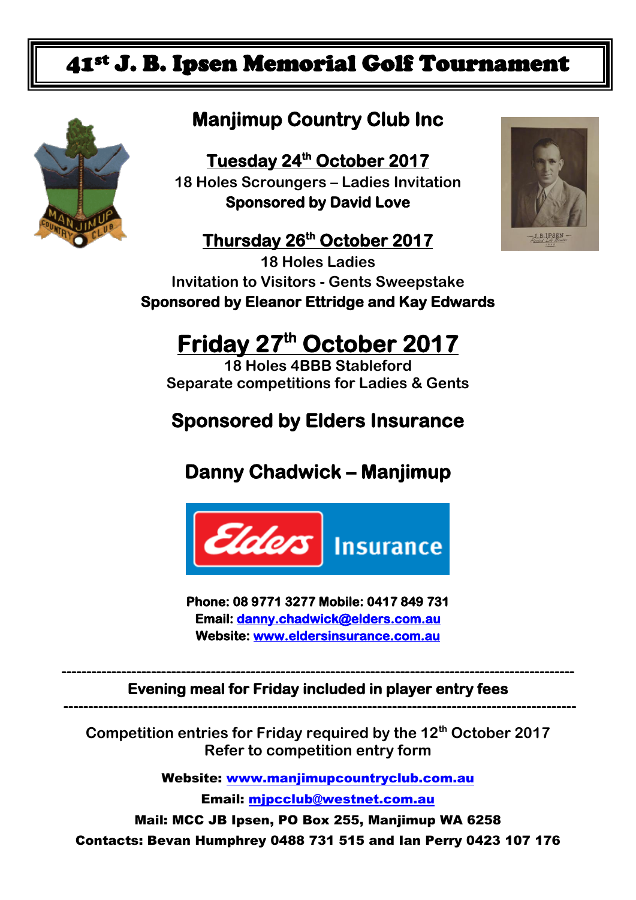# 41st J. B. Ipsen Memorial Golf Tournament

## Manjimup Country Club Inc

**Tuesday 24th October 2017**

18 Holes Scroungers – Ladies Invitation

**Sponsored by David Love**

**Thursday 26th October 2017**

18 Holes Ladies

Invitation to Visitors - Gents Sweepstake

**Sponsored by Eleanor Ettridge and Kay Edwards**

## Friday 27th October 2017

18 Holes 4BBB Stableford

Separate competitions for Ladies & Gents

## Sponsored by Elders Insurance

## Danny Chadwick – Manjimup

**Phone: 08 9771 3277 Mobile: 0417 849 731**

**Email: danny.chadwick@elders.com.au**

**Website: www.eldersinsurance.com.au**

---

**Evening meal for Friday included in player entry fees**

---

Competition entries for Friday required by the 12th October 2017

Refer to competition entry form

**Website: www.manjimupcountryclub.com.au**

**Email: mjpcclub@westnet.com.au**

**Mail: MCC JB Ipsen, PO Box 255, Manjimup WA 6258**

**Contacts: Bevan Humphrey 0488 731 515 and Ian Perry 0423 107 176**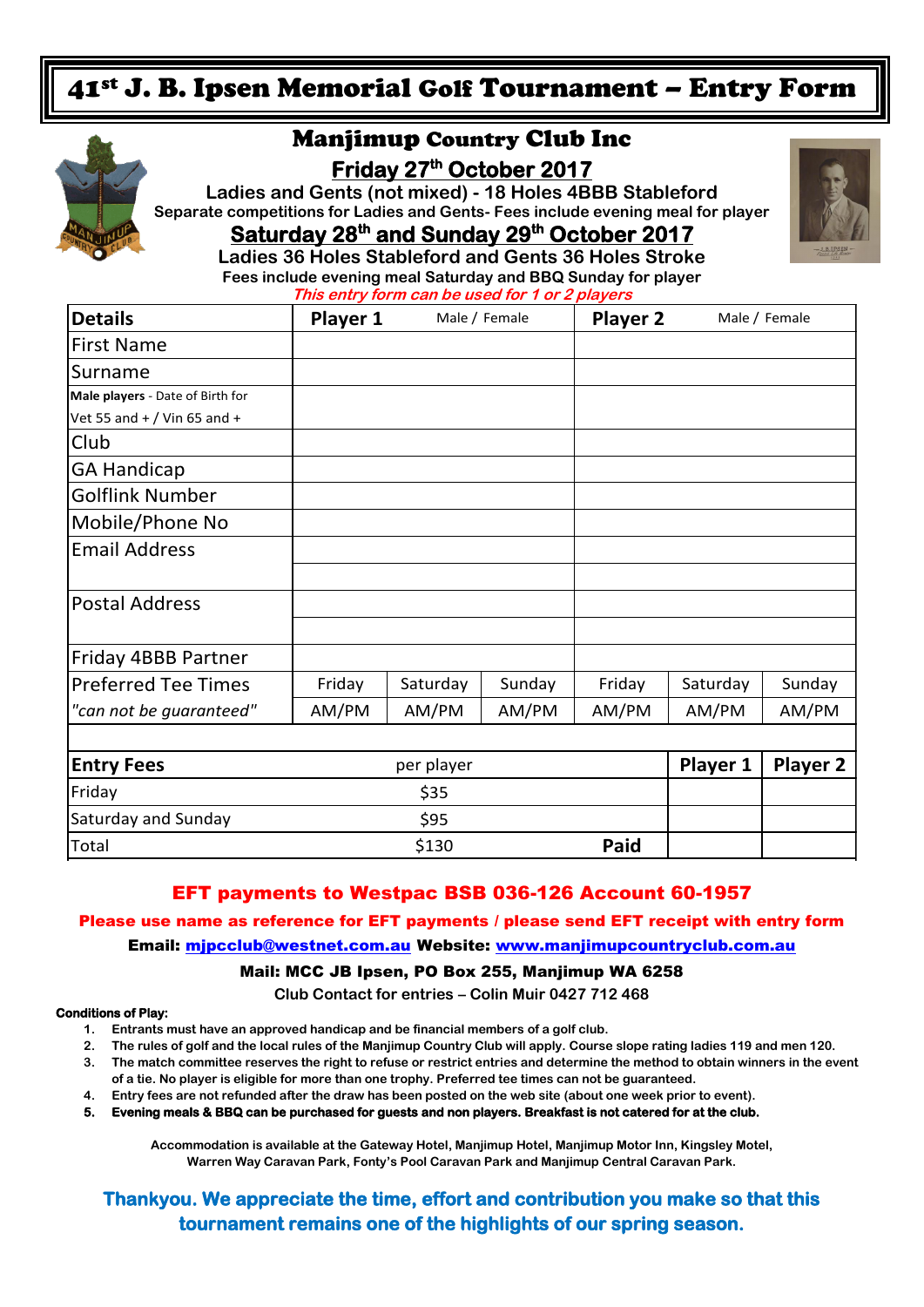# 41st J. B. Ipsen Memorial Golf Tournament – Entry Form

## Manjimup Country Club Inc

**Friday 27th October 2017**

**Ladies and Gents (not mixed) - 18 Holes 4BBB Stableford**

**Separate competitions for Ladies and Gents- Fees include evening meal for player**

**Saturday 28th and Sunday 29th October 2017**

**Ladies 36 Holes Stableford and Gents 36 Holes Stroke**

**Fees include evening meal Saturday and BBQ Sunday for player**

***This entry form can be used for 1 or 2 players***

| **Details** | **Player 1** Male / Female | | | **Player 2** Male / Female | | |
|---|---|---|---|---|---|---|
| First Name | | | | | | |
| Surname | | | | | | |
| **Male players** - Date of Birth for Vet 55 and + / Vin 65 and + | | | | | | |
| Club | | | | | | |
| GA Handicap | | | | | | |
| Golflink Number | | | | | | |
| Mobile/Phone No | | | | | | |
| Email Address | | | | | | |
| Postal Address | | | | | | |
| Friday 4BBB Partner | | | | | | |
| Preferred Tee Times | Friday | Saturday | Sunday | Friday | Saturday | Sunday |
| *"can not be guaranteed"* | AM/PM | AM/PM | AM/PM | AM/PM | AM/PM | AM/PM |

| **Entry Fees** | per player | | **Player 1** | **Player 2** |
|---|---|---|---|---|
| Friday | $35 | | | |
| Saturday and Sunday | $95 | | | |
| Total | $130 | **Paid** | | |

**EFT payments to Westpac BSB 036-126 Account 60-1957**

**Please use name as reference for EFT payments / please send EFT receipt with entry form**

**Email: mjpcclub@westnet.com.au Website: www.manjimupcountryclub.com.au**

**Mail: MCC JB Ipsen, PO Box 255, Manjimup WA 6258**

**Club Contact for entries – Colin Muir 0427 712 468**

**Conditions of Play:**

1. Entrants must have an approved handicap and be financial members of a golf club.
2. The rules of golf and the local rules of the Manjimup Country Club will apply. Course slope rating ladies 119 and men 120.
3. The match committee reserves the right to refuse or restrict entries and determine the method to obtain winners in the event of a tie. No player is eligible for more than one trophy. Preferred tee times can not be guaranteed.
4. Entry fees are not refunded after the draw has been posted on the web site (about one week prior to event).
5. **Evening meals & BBQ can be purchased for guests and non players. Breakfast is not catered for at the club.**

Accommodation is available at the Gateway Hotel, Manjimup Hotel, Manjimup Motor Inn, Kingsley Motel, Warren Way Caravan Park, Fonty's Pool Caravan Park and Manjimup Central Caravan Park.

**Thankyou. We appreciate the time, effort and contribution you make so that this tournament remains one of the highlights of our spring season.**